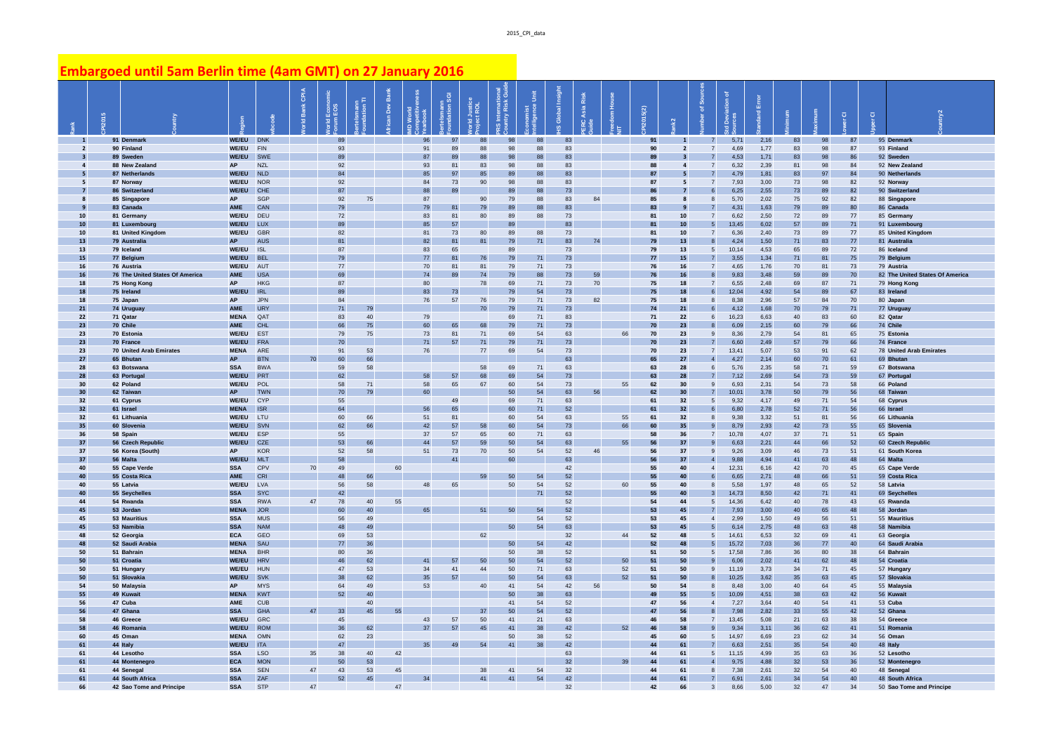# Embargoed until 5am Berlin time (4am GMT) on 27 January 2016

| Rank | CPI2015 | Country | Region | wbcode | World Bank CPIA | World Economic Forum EOS | Bertelsmann Foundation TI | African Dev Bank | IMD World Competitiveness Yearbook | Bertelsmann Foundation SGI | World Justice Project ROL | PRS International Country Risk Guide | Economist Intelligence Unit | IHS Global Insight | PERC Asia Risk Guide | Freedom House NIT | CPI2015(2) | Rank2 | Number of Sources | Std Deviation of Sources | Standard Error | Minimum | Maximum | Lower CI | Upper CI | Country2 |
|---|---|---|---|---|---|---|---|---|---|---|---|---|---|---|---|---|---|---|---|---|---|---|---|---|---|---|
| 1 | 91 | Denmark | WE/EU | DNK | | 89 | | | 96 | 97 | 88 | 98 | 88 | 83 | | | 91 | 1 | 7 | 5,71 | 2,16 | 83 | 98 | 87 | 95 | Denmark |
| 2 | 90 | Finland | WE/EU | FIN | | 93 | | | 91 | 89 | 88 | 98 | 88 | 83 | | | 90 | 2 | 7 | 4,69 | 1,77 | 83 | 98 | 87 | 93 | Finland |
| 3 | 89 | Sweden | WE/EU | SWE | | 89 | | | 87 | 89 | 88 | 98 | 88 | 83 | | | 89 | 3 | 7 | 4,53 | 1,71 | 83 | 98 | 86 | 92 | Sweden |
| 4 | 88 | New Zealand | AP | NZL | | 92 | | | 93 | 81 | 83 | 98 | 88 | 83 | | | 88 | 4 | 7 | 6,32 | 2,39 | 81 | 98 | 84 | 92 | New Zealand |
| 5 | 87 | Netherlands | WE/EU | NLD | | 84 | | | 85 | 97 | 85 | 89 | 88 | 83 | | | 87 | 5 | 7 | 4,79 | 1,81 | 83 | 97 | 84 | 90 | Netherlands |
| 5 | 87 | Norway | WE/EU | NOR | | 92 | | | 84 | 73 | 90 | 98 | 88 | 83 | | | 87 | 5 | 7 | 7,93 | 3,00 | 73 | 98 | 82 | 92 | Norway |
| 7 | 86 | Switzerland | WE/EU | CHE | | 87 | | | 88 | 89 | | 89 | 88 | 73 | | | 86 | 7 | 6 | 6,25 | 2,55 | 73 | 89 | 82 | 90 | Switzerland |
| 8 | 85 | Singapore | AP | SGP | | 92 | 75 | | 87 | | 90 | 79 | 88 | 83 | 84 | | 85 | 8 | 8 | 5,70 | 2,02 | 75 | 92 | 82 | 88 | Singapore |
| 9 | 83 | Canada | AME | CAN | | 79 | | | 79 | 81 | 79 | 89 | 88 | 83 | | | 83 | 9 | 7 | 4,31 | 1,63 | 79 | 89 | 80 | 86 | Canada |
| 10 | 81 | Germany | WE/EU | DEU | | 72 | | | 83 | 81 | 80 | 89 | 88 | 73 | | | 81 | 10 | 7 | 6,62 | 2,50 | 72 | 89 | 77 | 85 | Germany |
| 10 | 81 | Luxembourg | WE/EU | LUX | | 89 | | | 85 | 57 | | 89 | | 83 | | | 81 | 10 | 5 | 13,45 | 6,02 | 57 | 89 | 71 | 91 | Luxembourg |
| 10 | 81 | United Kingdom | WE/EU | GBR | | 82 | | | 81 | 73 | 80 | 89 | 88 | 73 | | | 81 | 10 | 7 | 6,36 | 2,40 | 73 | 89 | 77 | 85 | United Kingdom |
| 13 | 79 | Australia | AP | AUS | | 81 | | | 82 | 81 | 81 | 79 | 71 | 83 | 74 | | 79 | 13 | 8 | 4,24 | 1,50 | 71 | 83 | 77 | 81 | Australia |
| 13 | 79 | Iceland | WE/EU | ISL | | 87 | | | 83 | 65 | | 89 | | 73 | | | 79 | 13 | 5 | 10,14 | 4,53 | 65 | 89 | 72 | 86 | Iceland |
| 15 | 77 | Belgium | WE/EU | BEL | | 79 | | | 77 | 81 | 76 | 79 | 71 | 73 | | | 77 | 15 | 7 | 3,55 | 1,34 | 71 | 81 | 75 | 79 | Belgium |
| 16 | 76 | Austria | WE/EU | AUT | | 77 | | | 70 | 81 | 81 | 79 | 71 | 73 | | | 76 | 16 | 7 | 4,65 | 1,76 | 70 | 81 | 73 | 79 | Austria |
| 16 | 76 | The United States Of America | AME | USA | | 69 | | | 74 | 89 | 74 | 79 | 88 | 73 | 59 | | 76 | 16 | 8 | 9,83 | 3,48 | 59 | 89 | 70 | 82 | The United States Of America |
| 18 | 75 | Hong Kong | AP | HKG | | 87 | | | 80 | | 78 | 69 | 71 | 73 | 70 | | 75 | 18 | 7 | 6,55 | 2,48 | 69 | 87 | 71 | 79 | Hong Kong |
| 18 | 75 | Ireland | WE/EU | IRL | | 89 | | | 83 | 73 | | 79 | 54 | 73 | | | 75 | 18 | 6 | 12,04 | 4,92 | 54 | 89 | 67 | 83 | Ireland |
| 18 | 75 | Japan | AP | JPN | | 84 | | | 76 | 57 | 76 | 79 | 71 | 73 | 82 | | 75 | 18 | 8 | 8,38 | 2,96 | 57 | 84 | 70 | 80 | Japan |
| 21 | 74 | Uruguay | AME | URY | | 71 | 79 | | | | 70 | 79 | 71 | 73 | | | 74 | 21 | 6 | 4,12 | 1,68 | 70 | 79 | 71 | 77 | Uruguay |
| 22 | 71 | Qatar | MENA | QAT | | 83 | 40 | | 79 | | | 69 | 71 | 83 | | | 71 | 22 | 6 | 16,23 | 6,63 | 40 | 83 | 60 | 82 | Qatar |
| 23 | 70 | Chile | AME | CHL | | 66 | 75 | | 60 | 65 | 68 | 79 | 71 | 73 | | | 70 | 23 | 8 | 6,09 | 2,15 | 60 | 79 | 66 | 74 | Chile |
| 23 | 70 | Estonia | WE/EU | EST | | 79 | 75 | | 73 | 81 | 71 | 69 | 54 | 63 | | 66 | 70 | 23 | 9 | 8,36 | 2,79 | 54 | 81 | 65 | 75 | Estonia |
| 23 | 70 | France | WE/EU | FRA | | 70 | | | 71 | 57 | 71 | 79 | 71 | 73 | | | 70 | 23 | 7 | 6,60 | 2,49 | 57 | 79 | 66 | 74 | France |
| 23 | 70 | United Arab Emirates | MENA | ARE | | 91 | 53 | | 76 | | 77 | 69 | 54 | 73 | | | 70 | 23 | 7 | 13,41 | 5,07 | 53 | 91 | 62 | 78 | United Arab Emirates |
| 27 | 65 | Bhutan | AP | BTN | 70 | 60 | 66 | | | | | | | 63 | | | 65 | 27 | 4 | 4,27 | 2,14 | 60 | 70 | 61 | 69 | Bhutan |
| 28 | 63 | Botswana | SSA | BWA | | 59 | 58 | | | | 58 | 69 | 71 | 63 | | | 63 | 28 | 6 | 5,76 | 2,35 | 58 | 71 | 59 | 67 | Botswana |
| 28 | 63 | Portugal | WE/EU | PRT | | 62 | | | 58 | 57 | 68 | 69 | 54 | 73 | | | 63 | 28 | 7 | 7,12 | 2,69 | 54 | 73 | 59 | 67 | Portugal |
| 30 | 62 | Poland | WE/EU | POL | | 58 | 71 | | 58 | 65 | 67 | 60 | 54 | 73 | | 55 | 62 | 30 | 9 | 6,93 | 2,31 | 54 | 73 | 58 | 66 | Poland |
| 30 | 62 | Taiwan | AP | TWN | | 70 | 79 | | 60 | | | 50 | 54 | 63 | 56 | | 62 | 30 | 7 | 10,01 | 3,78 | 50 | 79 | 56 | 68 | Taiwan |
| 32 | 61 | Cyprus | WE/EU | CYP | | 55 | | | | 49 | | 69 | 71 | 63 | | | 61 | 32 | 5 | 9,32 | 4,17 | 49 | 71 | 54 | 68 | Cyprus |
| 32 | 61 | Israel | MENA | ISR | | 64 | | | 56 | 65 | | 60 | 71 | 52 | | | 61 | 32 | 6 | 6,80 | 2,78 | 52 | 71 | 56 | 66 | Israel |
| 32 | 61 | Lithuania | WE/EU | LTU | | 60 | 66 | | 51 | 81 | | 60 | 54 | 63 | | 55 | 61 | 32 | 8 | 9,38 | 3,32 | 51 | 81 | 56 | 66 | Lithuania |
| 35 | 60 | Slovenia | WE/EU | SVN | | 62 | 66 | | 42 | 57 | 58 | 60 | 54 | 73 | | 66 | 60 | 35 | 9 | 8,79 | 2,93 | 42 | 73 | 55 | 65 | Slovenia |
| 36 | 58 | Spain | WE/EU | ESP | | 55 | | | 37 | 57 | 65 | 60 | 71 | 63 | | | 58 | 36 | 7 | 10,78 | 4,07 | 37 | 71 | 51 | 65 | Spain |
| 37 | 56 | Czech Republic | WE/EU | CZE | | 53 | 66 | | 44 | 57 | 59 | 50 | 54 | 63 | | 55 | 56 | 37 | 9 | 6,63 | 2,21 | 44 | 66 | 52 | 60 | Czech Republic |
| 37 | 56 | Korea (South) | AP | KOR | | 52 | 58 | | 51 | 73 | 70 | 50 | 54 | 52 | 46 | | 56 | 37 | 9 | 9,26 | 3,09 | 46 | 73 | 51 | 61 | South Korea |
| 37 | 56 | Malta | WE/EU | MLT | | 58 | | | | 41 | | 60 | | 63 | | | 56 | 37 | 4 | 9,88 | 4,94 | 41 | 63 | 48 | 64 | Malta |
| 40 | 55 | Cape Verde | SSA | CPV | 70 | 49 | | 60 | | | | | | 42 | | | 55 | 40 | 4 | 12,31 | 6,16 | 42 | 70 | 45 | 65 | Cape Verde |
| 40 | 55 | Costa Rica | AME | CRI | | 48 | 66 | | | | 59 | 50 | 54 | 52 | | | 55 | 40 | 6 | 6,65 | 2,71 | 48 | 66 | 51 | 59 | Costa Rica |
| 40 | 55 | Latvia | WE/EU | LVA | | 56 | 58 | | 48 | 65 | | 50 | 54 | 52 | | 60 | 55 | 40 | 8 | 5,58 | 1,97 | 48 | 65 | 52 | 58 | Latvia |
| 40 | 55 | Seychelles | SSA | SYC | | 42 | | | | | | | 71 | 52 | | | 55 | 40 | 3 | 14,73 | 8,50 | 42 | 71 | 41 | 69 | Seychelles |
| 44 | 54 | Rwanda | SSA | RWA | 47 | 78 | 40 | 55 | | | | | | 52 | | | 54 | 44 | 5 | 14,36 | 6,42 | 40 | 78 | 43 | 65 | Rwanda |
| 45 | 53 | Jordan | MENA | JOR | | 60 | 40 | | 65 | | 51 | 50 | 54 | 52 | | | 53 | 45 | 7 | 7,93 | 3,00 | 40 | 65 | 48 | 58 | Jordan |
| 45 | 53 | Mauritius | SSA | MUS | | 56 | 49 | | | | | | 54 | 52 | | | 53 | 45 | 4 | 2,99 | 1,50 | 49 | 56 | 51 | 55 | Mauritius |
| 45 | 53 | Namibia | SSA | NAM | | 48 | 49 | | | | | 50 | 54 | 63 | | | 53 | 45 | 5 | 6,14 | 2,75 | 48 | 63 | 48 | 58 | Namibia |
| 48 | 52 | Georgia | ECA | GEO | | 69 | 53 | | | | 62 | | | 32 | | 44 | 52 | 48 | 5 | 14,61 | 6,53 | 32 | 69 | 41 | 63 | Georgia |
| 48 | 52 | Saudi Arabia | MENA | SAU | | 77 | 36 | | | | | 50 | 54 | 42 | | | 52 | 48 | 5 | 15,72 | 7,03 | 36 | 77 | 40 | 64 | Saudi Arabia |
| 50 | 51 | Bahrain | MENA | BHR | | 80 | 36 | | | | | 50 | 38 | 52 | | | 51 | 50 | 5 | 17,58 | 7,86 | 36 | 80 | 38 | 64 | Bahrain |
| 50 | 51 | Croatia | WE/EU | HRV | | 46 | 62 | | 41 | 57 | 50 | 50 | 54 | 52 | | 50 | 51 | 50 | 9 | 6,06 | 2,02 | 41 | 62 | 48 | 54 | Croatia |
| 50 | 51 | Hungary | WE/EU | HUN | | 47 | 53 | | 34 | 41 | 44 | 50 | 71 | 63 | | 52 | 51 | 50 | 9 | 11,19 | 3,73 | 34 | 71 | 45 | 57 | Hungary |
| 50 | 51 | Slovakia | WE/EU | SVK | | 38 | 62 | | 35 | 57 | | 50 | 54 | 63 | | 52 | 51 | 50 | 8 | 10,25 | 3,62 | 35 | 63 | 45 | 57 | Slovakia |
| 54 | 50 | Malaysia | AP | MYS | | 64 | 49 | | 53 | | 40 | 41 | 54 | 42 | 56 | | 50 | 54 | 8 | 8,48 | 3,00 | 40 | 64 | 45 | 55 | Malaysia |
| 55 | 49 | Kuwait | MENA | KWT | | 52 | 40 | | | | | 50 | 38 | 63 | | | 49 | 55 | 5 | 10,09 | 4,51 | 38 | 63 | 42 | 56 | Kuwait |
| 56 | 47 | Cuba | AME | CUB | | | 40 | | | | | 41 | 54 | 52 | | | 47 | 56 | 4 | 7,27 | 3,64 | 40 | 54 | 41 | 53 | Cuba |
| 56 | 47 | Ghana | SSA | GHA | 47 | 33 | 45 | 55 | | | 37 | 50 | 54 | 52 | | | 47 | 56 | 8 | 7,98 | 2,82 | 33 | 55 | 42 | 52 | Ghana |
| 58 | 46 | Greece | WE/EU | GRC | | 45 | | | 43 | 57 | 50 | 41 | 21 | 63 | | | 46 | 58 | 7 | 13,45 | 5,08 | 21 | 63 | 38 | 54 | Greece |
| 58 | 46 | Romania | WE/EU | ROM | | 36 | 62 | | 37 | 57 | 45 | 41 | 38 | 42 | | 52 | 46 | 58 | 9 | 9,34 | 3,11 | 36 | 62 | 41 | 51 | Romania |
| 60 | 45 | Oman | MENA | OMN | | 62 | 23 | | | | | 50 | 38 | 52 | | | 45 | 60 | 5 | 14,97 | 6,69 | 23 | 62 | 34 | 56 | Oman |
| 61 | 44 | Italy | WE/EU | ITA | | 47 | | | 35 | 49 | 54 | 41 | 38 | 42 | | | 44 | 61 | 7 | 6,63 | 2,51 | 35 | 54 | 40 | 48 | Italy |
| 61 | 44 | Lesotho | SSA | LSO | 35 | 38 | 40 | 42 | | | | | | 63 | | | 44 | 61 | 5 | 11,15 | 4,99 | 35 | 63 | 36 | 52 | Lesotho |
| 61 | 44 | Montenegro | ECA | MON | | 50 | 53 | | | | | | | 32 | | 39 | 44 | 61 | 4 | 9,75 | 4,88 | 32 | 53 | 36 | 52 | Montenegro |
| 61 | 44 | Senegal | SSA | SEN | 47 | 43 | 53 | 45 | | | 38 | 41 | 54 | 32 | | | 44 | 61 | 8 | 7,38 | 2,61 | 32 | 54 | 40 | 48 | Senegal |
| 61 | 44 | South Africa | SSA | ZAF | | 52 | 45 | | 34 | | 41 | 41 | 54 | 42 | | | 44 | 61 | 7 | 6,91 | 2,61 | 34 | 54 | 40 | 48 | South Africa |
| 66 | 42 | Sao Tome and Principe | SSA | STP | 47 | | | 47 | | | | | | 32 | | | 42 | 66 | 3 | 8,66 | 5,00 | 32 | 47 | 34 | 50 | Sao Tome and Principe |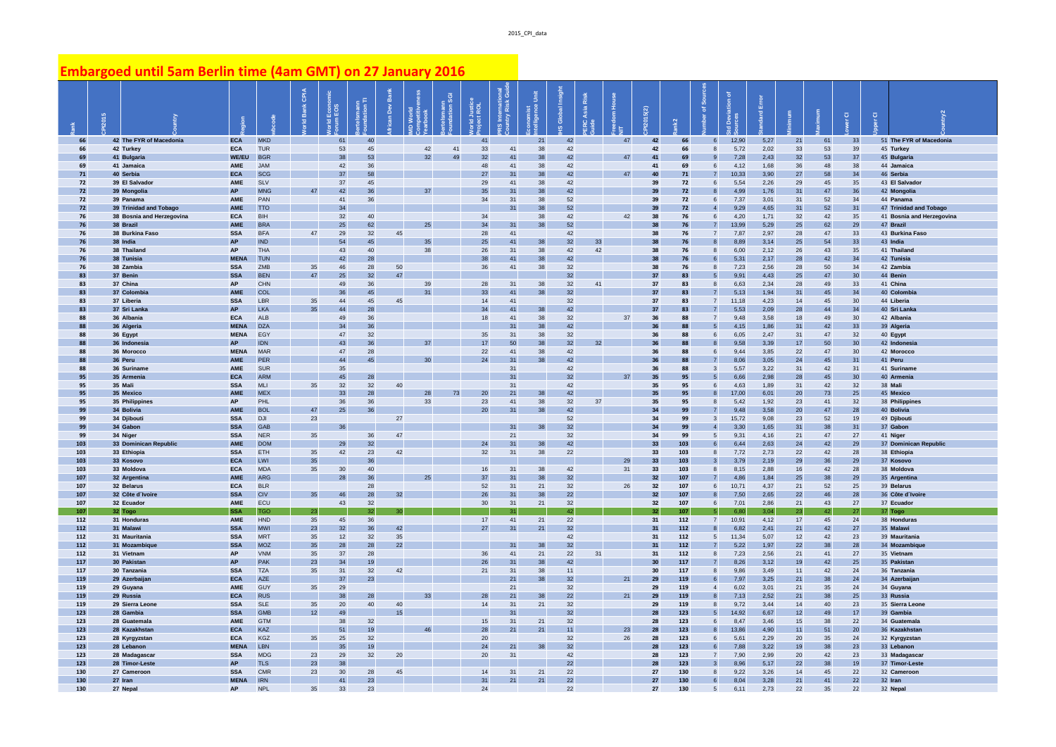# Embargoed until 5am Berlin time (4am GMT) on 27 January 2016

| Rank | CPI2015 | Country | Region | wbcode | World Bank CPIA | World Economic Forum EOS | Bertelsmann Foundation TI | African Dev Bank | IMD World Competitiveness Yearbook | Bertelsmann Foundation SGI | World Justice Project ROL | PRS International Country Risk Guide | Economist Intelligence Unit | IHS Global Insight | PERC Asia Risk Guide | Freedom House NIT | CPI2015(2) | Rank2 | Number of Sources | Std Deviation of Sources | Standard Error | Minimum | Maximum | Lower CI | Upper CI | Country2 |
|---|---|---|---|---|---|---|---|---|---|---|---|---|---|---|---|---|---|---|---|---|---|---|---|---|---|---|
| 66 | 42 | The FYR of Macedonia | ECA | MKD | | 61 | 40 | | | | 41 | | 21 | 42 | | 47 | 42 | 66 | 6 | 12,90 | 5,27 | 21 | 61 | 33 | 51 | The FYR of Macedonia |
| 66 | 42 | Turkey | ECA | TUR | | 53 | 45 | | 42 | 41 | 33 | 41 | 38 | 42 | | | 42 | 66 | 8 | 5,72 | 2,02 | 33 | 53 | 39 | 45 | Turkey |
| 69 | 41 | Bulgaria | WE/EU | BGR | | 38 | 53 | | 32 | 49 | 32 | 41 | 38 | 42 | | | 41 | 69 | 9 | 7,28 | 2,43 | 32 | 53 | 37 | 45 | Bulgaria |
| 69 | 41 | Jamaica | AME | JAM | | 42 | 36 | | | | 48 | 41 | 38 | 42 | | | 41 | 69 | 6 | 4,12 | 1,68 | 36 | 48 | 38 | 44 | Jamaica |
| 71 | 40 | Serbia | ECA | SCG | | 37 | 58 | | | | 27 | 31 | 38 | 42 | | 47 | 40 | 71 | 7 | 10,33 | 3,90 | 27 | 58 | 34 | 46 | Serbia |
| 72 | 39 | El Salvador | AME | SLV | | 37 | 45 | | | | 29 | 41 | 38 | 42 | | | 39 | 72 | 6 | 5,54 | 2,26 | 29 | 45 | 35 | 43 | El Salvador |
| 72 | 39 | Mongolia | AP | MNG | 47 | 42 | 36 | | 37 | | 35 | 31 | 38 | 42 | | | 39 | 72 | 8 | 4,99 | 1,76 | 31 | 47 | 36 | 42 | Mongolia |
| 72 | 39 | Panama | AME | PAN | | 41 | 36 | | | | 34 | 31 | 38 | 52 | | | 39 | 72 | 6 | 7,37 | 3,01 | 31 | 52 | 34 | 44 | Panama |
| 72 | 39 | Trinidad and Tobago | AME | TTO | | 34 | | | | | | 31 | 38 | 52 | | | 39 | 72 | 4 | 9,29 | 4,65 | 31 | 52 | 31 | 47 | Trinidad and Tobago |
| 76 | 38 | Bosnia and Herzegovina | ECA | BIH | | 32 | 40 | | | | 34 | | 38 | 42 | | 42 | 38 | 76 | 6 | 4,20 | 1,71 | 32 | 42 | 35 | 41 | Bosnia and Herzegovina |
| 76 | 38 | Brazil | AME | BRA | | 25 | 62 | | 25 | | 34 | 31 | 38 | 52 | | | 38 | 76 | 7 | 13,99 | 5,29 | 25 | 62 | 29 | 47 | Brazil |
| 76 | 38 | Burkina Faso | SSA | BFA | 47 | 29 | 32 | 45 | | | 28 | 41 | | 42 | | | 38 | 76 | 7 | 7,87 | 2,97 | 28 | 47 | 33 | 43 | Burkina Faso |
| 76 | 38 | India | AP | IND | | 54 | 45 | | 35 | | 25 | 41 | 38 | 32 | 33 | | 38 | 76 | 8 | 8,89 | 3,14 | 25 | 54 | 33 | 43 | India |
| 76 | 38 | Thailand | AP | THA | | 43 | 40 | | 38 | | 26 | 31 | 38 | 42 | 42 | | 38 | 76 | 8 | 6,00 | 2,12 | 26 | 43 | 35 | 41 | Thailand |
| 76 | 38 | Tunisia | MENA | TUN | | 42 | 28 | | | | 38 | 41 | 38 | 42 | | | 38 | 76 | 6 | 5,31 | 2,17 | 28 | 42 | 34 | 42 | Tunisia |
| 76 | 38 | Zambia | SSA | ZMB | 35 | 46 | 28 | 50 | | | 36 | 41 | 38 | 32 | | | 38 | 76 | 8 | 7,23 | 2,56 | 28 | 50 | 34 | 42 | Zambia |
| 83 | 37 | Benin | SSA | BEN | 47 | 25 | 32 | 47 | | | | | | 32 | | | 37 | 83 | 5 | 9,91 | 4,43 | 25 | 47 | 30 | 44 | Benin |
| 83 | 37 | China | AP | CHN | | 49 | 36 | | 39 | | 28 | 31 | 38 | 32 | 41 | | 37 | 83 | 8 | 6,63 | 2,34 | 28 | 49 | 33 | 41 | China |
| 83 | 37 | Colombia | AME | COL | | 36 | 45 | | 31 | | 33 | 41 | 38 | 32 | | | 37 | 83 | 7 | 5,13 | 1,94 | 31 | 45 | 34 | 40 | Colombia |
| 83 | 37 | Liberia | SSA | LBR | 35 | 44 | 45 | 45 | | | 14 | 41 | | 32 | | | 37 | 83 | 7 | 11,18 | 4,23 | 14 | 45 | 30 | 44 | Liberia |
| 83 | 37 | Sri Lanka | AP | LKA | 35 | 44 | 28 | | | | 34 | 41 | 38 | 42 | | | 37 | 83 | 7 | 5,53 | 2,09 | 28 | 44 | 34 | 40 | Sri Lanka |
| 88 | 36 | Albania | ECA | ALB | | 49 | 36 | | | | 18 | 41 | 38 | 32 | | 37 | 36 | 88 | 7 | 9,48 | 3,58 | 18 | 49 | 30 | 42 | Albania |
| 88 | 36 | Algeria | MENA | DZA | | 34 | 36 | | | | | 31 | 38 | 42 | | | 36 | 88 | 5 | 4,15 | 1,86 | 31 | 42 | 33 | 39 | Algeria |
| 88 | 36 | Egypt | MENA | EGY | | 47 | 32 | | | | 35 | 31 | 38 | 32 | | | 36 | 88 | 6 | 6,05 | 2,47 | 31 | 47 | 32 | 40 | Egypt |
| 88 | 36 | Indonesia | AP | IDN | | 43 | 36 | | 37 | | 17 | 50 | 38 | 32 | 32 | | 36 | 88 | 8 | 9,58 | 3,39 | 17 | 50 | 30 | 42 | Indonesia |
| 88 | 36 | Morocco | MENA | MAR | | 47 | 28 | | | | 22 | 41 | 38 | 42 | | | 36 | 88 | 6 | 9,44 | 3,85 | 22 | 47 | 30 | 42 | Morocco |
| 88 | 36 | Peru | AME | PER | | 44 | 45 | | 30 | | 24 | 31 | 38 | 42 | | | 36 | 88 | 7 | 8,06 | 3,05 | 24 | 45 | 31 | 41 | Peru |
| 88 | 36 | Suriname | AME | SUR | | 35 | | | | | | 31 | | 42 | | | 36 | 88 | 3 | 5,57 | 3,22 | 31 | 42 | 31 | 41 | Suriname |
| 95 | 35 | Armenia | ECA | ARM | | 45 | 28 | | | | | 31 | | 32 | | 37 | 35 | 95 | 5 | 6,66 | 2,98 | 28 | 45 | 30 | 40 | Armenia |
| 95 | 35 | Mali | SSA | MLI | 35 | 32 | 32 | 40 | | | | 31 | | 42 | | | 35 | 95 | 6 | 4,63 | 1,89 | 31 | 42 | 32 | 38 | Mali |
| 95 | 35 | Mexico | AME | MEX | | 33 | 28 | | 28 | 73 | 20 | 21 | 38 | 42 | | | 35 | 95 | 8 | 17,00 | 6,01 | 20 | 73 | 25 | 45 | Mexico |
| 95 | 35 | Philippines | AP | PHL | | 36 | 36 | | 33 | | 23 | 41 | 38 | 32 | 37 | | 35 | 95 | 8 | 5,42 | 1,92 | 23 | 41 | 32 | 38 | Philippines |
| 99 | 34 | Bolivia | AME | BOL | 47 | 25 | 36 | | | | 20 | 31 | 38 | 42 | | | 34 | 99 | 7 | 9,48 | 3,58 | 20 | 47 | 28 | 40 | Bolivia |
| 99 | 34 | Djibouti | SSA | DJI | 23 | | | 27 | | | | | | 52 | | | 34 | 99 | 3 | 15,72 | 9,08 | 23 | 52 | 19 | 49 | Djibouti |
| 99 | 34 | Gabon | SSA | GAB | | 36 | | | | | | 31 | 38 | 32 | | | 34 | 99 | 4 | 3,30 | 1,65 | 31 | 38 | 31 | 37 | Gabon |
| 99 | 34 | Niger | SSA | NER | 35 | | 36 | 47 | | | | 21 | | 32 | | | 34 | 99 | 5 | 9,31 | 4,16 | 21 | 47 | 27 | 41 | Niger |
| 103 | 33 | Dominican Republic | AME | DOM | | 29 | 32 | | | | 24 | 31 | 38 | 42 | | | 33 | 103 | 6 | 6,44 | 2,63 | 24 | 42 | 29 | 37 | Dominican Republic |
| 103 | 33 | Ethiopia | SSA | ETH | 35 | 42 | 23 | 42 | | | 32 | 31 | 38 | 22 | | | 33 | 103 | 8 | 7,72 | 2,73 | 22 | 42 | 28 | 38 | Ethiopia |
| 103 | 33 | Kosovo | ECA | LWI | 35 | | 36 | | | | | | | | | 29 | 33 | 103 | 3 | 3,79 | 2,19 | 29 | 36 | 29 | 37 | Kosovo |
| 103 | 33 | Moldova | ECA | MDA | 35 | 30 | 40 | | | | 16 | 31 | 38 | 42 | | 31 | 33 | 103 | 8 | 8,15 | 2,88 | 16 | 42 | 28 | 38 | Moldova |
| 107 | 32 | Argentina | AME | ARG | | 28 | 36 | | 25 | | 37 | 31 | 38 | 32 | | | 32 | 107 | 7 | 4,86 | 1,84 | 25 | 38 | 29 | 35 | Argentina |
| 107 | 32 | Belarus | ECA | BLR | | | 28 | | | | 52 | 31 | 21 | 32 | | 26 | 32 | 107 | 6 | 10,71 | 4,37 | 21 | 52 | 25 | 39 | Belarus |
| 107 | 32 | Côte d'Ivoire | SSA | CIV | 35 | 46 | 28 | 32 | | | 26 | 31 | 38 | 22 | | | 32 | 107 | 8 | 7,50 | 2,65 | 22 | 46 | 28 | 36 | Côte d'Ivoire |
| 107 | 32 | Ecuador | AME | ECU | | 43 | 32 | | | | 30 | 31 | 21 | 32 | | | 32 | 107 | 6 | 7,01 | 2,86 | 21 | 43 | 27 | 37 | Ecuador |
| 107 | 32 | Togo | SSA | TGO | 23 | | 32 | 30 | | | | 31 | | 42 | | | 32 | 107 | 5 | 6,80 | 3,04 | 23 | 42 | 27 | 37 | Togo |
| 112 | 31 | Honduras | AME | HND | 35 | 45 | 36 | | | | 17 | 41 | 21 | 22 | | | 31 | 112 | 7 | 10,91 | 4,12 | 17 | 45 | 24 | 38 | Honduras |
| 112 | 31 | Malawi | SSA | MWI | 23 | 32 | 36 | 42 | | | 27 | 31 | 21 | 32 | | | 31 | 112 | 8 | 6,82 | 2,41 | 21 | 42 | 27 | 35 | Malawi |
| 112 | 31 | Mauritania | SSA | MRT | 35 | 12 | 32 | 35 | | | | | | 42 | | | 31 | 112 | 5 | 11,34 | 5,07 | 12 | 42 | 23 | 39 | Mauritania |
| 112 | 31 | Mozambique | SSA | MOZ | 35 | 28 | 28 | 22 | | | | 31 | 38 | 32 | | | 31 | 112 | 7 | 5,22 | 1,97 | 22 | 38 | 28 | 34 | Mozambique |
| 112 | 31 | Vietnam | AP | VNM | 35 | 37 | 28 | | | | 36 | 41 | 21 | 22 | 31 | | 31 | 112 | 8 | 7,23 | 2,56 | 21 | 41 | 27 | 35 | Vietnam |
| 117 | 30 | Pakistan | AP | PAK | 23 | 34 | 19 | | | | 26 | 31 | 38 | 42 | | | 30 | 117 | 7 | 8,26 | 3,12 | 19 | 42 | 25 | 35 | Pakistan |
| 117 | 30 | Tanzania | SSA | TZA | 35 | 31 | 32 | 42 | | | 21 | 31 | 38 | 11 | | | 30 | 117 | 8 | 9,86 | 3,49 | 11 | 42 | 24 | 36 | Tanzania |
| 119 | 29 | Azerbaijan | ECA | AZE | | 37 | 23 | | | | | 21 | 38 | 32 | | 21 | 29 | 119 | 6 | 7,97 | 3,25 | 21 | 38 | 24 | 34 | Azerbaijan |
| 119 | 29 | Guyana | AME | GUY | 35 | 29 | | | | | | 21 | | 32 | | | 29 | 119 | 4 | 6,02 | 3,01 | 21 | 35 | 24 | 34 | Guyana |
| 119 | 29 | Russia | ECA | RUS | | 38 | 28 | | 33 | | 28 | 21 | 38 | 22 | | 21 | 29 | 119 | 8 | 7,13 | 2,52 | 21 | 38 | 25 | 33 | Russia |
| 119 | 29 | Sierra Leone | SSA | SLE | 35 | 20 | 40 | 40 | | | 14 | 31 | 21 | 32 | | | 29 | 119 | 8 | 9,72 | 3,44 | 14 | 40 | 23 | 35 | Sierra Leone |
| 123 | 28 | Gambia | SSA | GMB | 12 | 49 | | 15 | | | | 31 | | 32 | | | 28 | 123 | 5 | 14,92 | 6,67 | 12 | 49 | 17 | 39 | Gambia |
| 123 | 28 | Guatemala | AME | GTM | | 38 | 32 | | | | 15 | 31 | 21 | 32 | | | 28 | 123 | 6 | 8,47 | 3,46 | 15 | 38 | 22 | 34 | Guatemala |
| 123 | 28 | Kazakhstan | ECA | KAZ | | 51 | 19 | | 46 | | 28 | 21 | 21 | 11 | | 23 | 28 | 123 | 8 | 13,86 | 4,90 | 11 | 51 | 20 | 36 | Kazakhstan |
| 123 | 28 | Kyrgyzstan | ECA | KGZ | 35 | 25 | 32 | | | | 20 | | | 32 | | 26 | 28 | 123 | 6 | 5,61 | 2,29 | 20 | 35 | 24 | 32 | Kyrgyzstan |
| 123 | 28 | Lebanon | MENA | LBN | | 35 | 19 | | | | 24 | 21 | 38 | 32 | | | 28 | 123 | 6 | 7,88 | 3,22 | 19 | 38 | 23 | 33 | Lebanon |
| 123 | 28 | Madagascar | SSA | MDG | 23 | 29 | 32 | 20 | | | 20 | 31 | | 42 | | | 28 | 123 | 7 | 7,90 | 2,99 | 20 | 42 | 23 | 33 | Madagascar |
| 123 | 28 | Timor-Leste | AP | TLS | 23 | 38 | | | | | | | | 22 | | | 28 | 123 | 3 | 8,96 | 5,17 | 22 | 38 | 19 | 37 | Timor-Leste |
| 130 | 27 | Cameroon | SSA | CMR | 23 | 30 | 28 | 45 | | | 14 | 31 | 21 | 22 | | | 27 | 130 | 8 | 9,22 | 3,26 | 14 | 45 | 22 | 32 | Cameroon |
| 130 | 27 | Iran | MENA | IRN | | 41 | 23 | | | | 31 | 21 | 21 | 22 | | | 27 | 130 | 6 | 8,04 | 3,28 | 21 | 41 | 22 | 32 | Iran |
| 130 | 27 | Nepal | AP | NPL | 35 | 33 | 23 | | | | 24 | | | 22 | | | 27 | 130 | 5 | 6,11 | 2,73 | 22 | 35 | 22 | 32 | Nepal |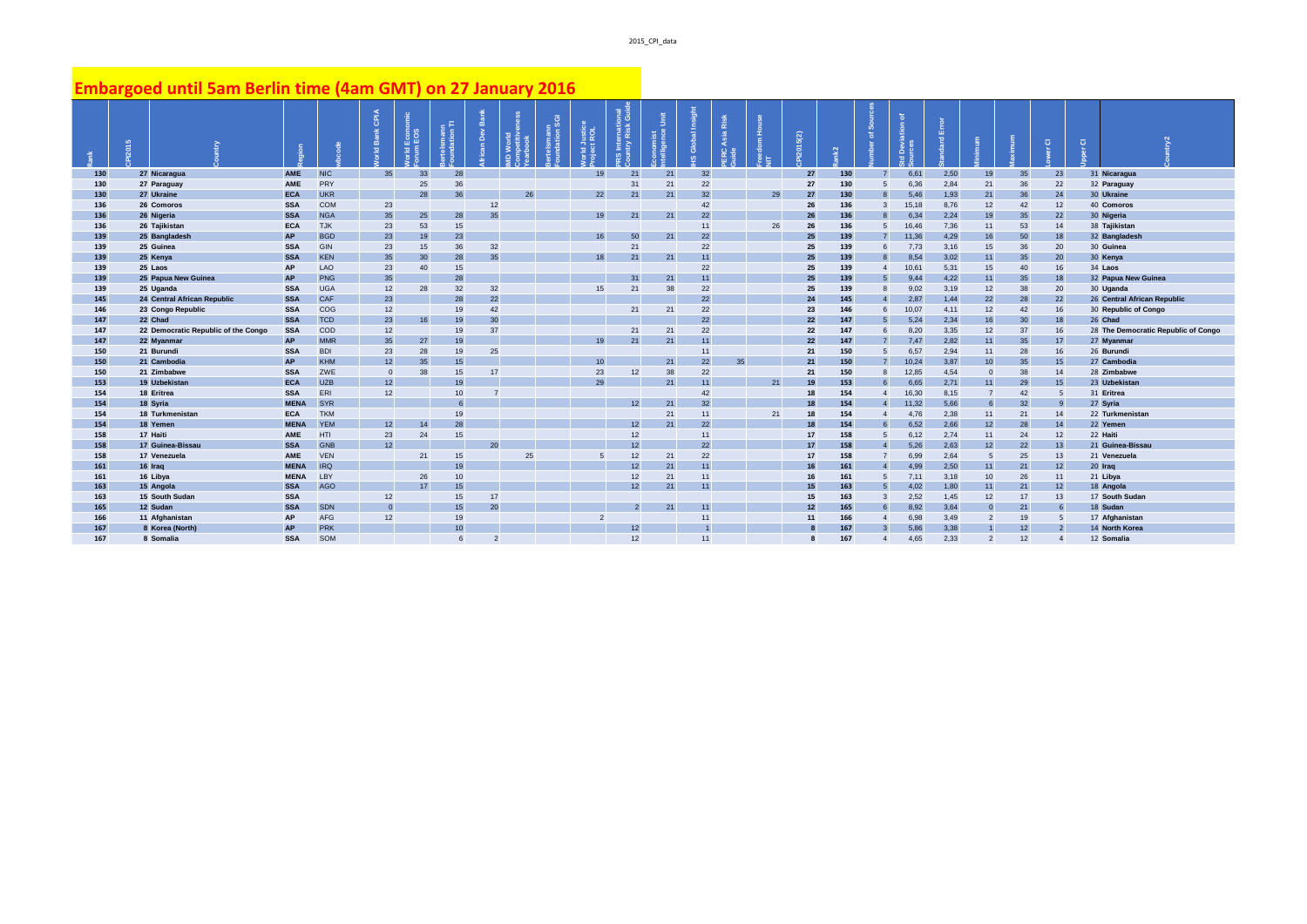# Embargoed until 5am Berlin time (4am GMT) on 27 January 2016

| Rank | CPI2015 | Country | Region | wbcode | World Bank CPIA | World Economic Forum EOS | Bertelsmann Foundation TI | African Dev Bank | IMD World Competitiveness Yearbook | Bertelsmann Foundation SGI | World Justice Project ROL | PRS International Country Risk Guide | Economist Intelligence Unit | IHS Global Insight | PERC Asia Risk Guide | Freedom House NIT | CPI2015(2) | Rank2 | Number of Sources | Std Deviation of Sources | Standard Error | Minimum | Maximum | Lower CI | Upper CI | Country2 |
|---|---|---|---|---|---|---|---|---|---|---|---|---|---|---|---|---|---|---|---|---|---|---|---|---|---|---|
| 130 | 27 | Nicaragua | AME | NIC | 35 | 33 | 28 | | | | 19 | 21 | 21 | 32 | | | 27 | 130 | 7 | 6,61 | 2,50 | 19 | 35 | 23 | 31 | Nicaragua |
| 130 | 27 | Paraguay | AME | PRY | | 25 | 36 | | | | | 31 | 21 | 22 | | | 27 | 130 | 5 | 6,36 | 2,84 | 21 | 36 | 22 | 32 | Paraguay |
| 130 | 27 | Ukraine | ECA | UKR | | 28 | 36 | | 26 | | 22 | 21 | 21 | 32 | | 29 | 27 | 130 | 8 | 5,46 | 1,93 | 21 | 36 | 24 | 30 | Ukraine |
| 136 | 26 | Comoros | SSA | COM | 23 | | | 12 | | | | | | 42 | | | 26 | 136 | 3 | 15,18 | 8,76 | 12 | 42 | 12 | 40 | Comoros |
| 136 | 26 | Nigeria | SSA | NGA | 35 | 25 | 28 | 35 | | | 19 | 21 | 21 | 22 | | | 26 | 136 | 8 | 6,34 | 2,24 | 19 | 35 | 22 | 30 | Nigeria |
| 136 | 26 | Tajikistan | ECA | TJK | 23 | 53 | 15 | | | | | | | 11 | | 26 | 26 | 136 | 5 | 16,46 | 7,36 | 11 | 53 | 14 | 38 | Tajikistan |
| 139 | 25 | Bangladesh | AP | BGD | 23 | 19 | 23 | | | | 16 | 50 | 21 | 22 | | | 25 | 139 | 7 | 11,36 | 4,29 | 16 | 50 | 18 | 32 | Bangladesh |
| 139 | 25 | Guinea | SSA | GIN | 23 | 15 | 36 | 32 | | | | 21 | | 22 | | | 25 | 139 | 6 | 7,73 | 3,16 | 15 | 36 | 20 | 30 | Guinea |
| 139 | 25 | Kenya | SSA | KEN | 35 | 30 | 28 | 35 | | | 18 | 21 | 21 | 11 | | | 25 | 139 | 8 | 8,54 | 3,02 | 11 | 35 | 20 | 30 | Kenya |
| 139 | 25 | Laos | AP | LAO | 23 | 40 | 15 | | | | | | | 22 | | | 25 | 139 | 4 | 10,61 | 5,31 | 15 | 40 | 16 | 34 | Laos |
| 139 | 25 | Papua New Guinea | AP | PNG | 35 | | 28 | | | | | 31 | 21 | 11 | | | 25 | 139 | 5 | 9,44 | 4,22 | 11 | 35 | 18 | 32 | Papua New Guinea |
| 139 | 25 | Uganda | SSA | UGA | 12 | 28 | 32 | 32 | | | 15 | 21 | 38 | 22 | | | 25 | 139 | 8 | 9,02 | 3,19 | 12 | 38 | 20 | 30 | Uganda |
| 145 | 24 | Central African Republic | SSA | CAF | 23 | | 28 | 22 | | | | | | 22 | | | 24 | 145 | 4 | 2,87 | 1,44 | 22 | 28 | 22 | 26 | Central African Republic |
| 146 | 23 | Congo Republic | SSA | COG | 12 | | 19 | 42 | | | | 21 | 21 | 22 | | | 23 | 146 | 6 | 10,07 | 4,11 | 12 | 42 | 16 | 30 | Republic of Congo |
| 147 | 22 | Chad | SSA | TCD | 23 | 16 | 19 | 30 | | | | | | 22 | | | 22 | 147 | 5 | 5,24 | 2,34 | 16 | 30 | 18 | 26 | Chad |
| 147 | 22 | Democratic Republic of the Congo | SSA | COD | 12 | | 19 | 37 | | | | 21 | 21 | 22 | | | 22 | 147 | 6 | 8,20 | 3,35 | 12 | 37 | 16 | 28 | The Democratic Republic of Congo |
| 147 | 22 | Myanmar | AP | MMR | 35 | 27 | 19 | | | | 19 | 21 | 21 | 11 | | | 22 | 147 | 7 | 7,47 | 2,82 | 11 | 35 | 17 | 27 | Myanmar |
| 150 | 21 | Burundi | SSA | BDI | 23 | 28 | 19 | 25 | | | | | | 11 | | | 21 | 150 | 5 | 6,57 | 2,94 | 11 | 28 | 16 | 26 | Burundi |
| 150 | 21 | Cambodia | AP | KHM | 12 | 35 | 15 | | | | 10 | | 21 | 22 | 35 | | 21 | 150 | 7 | 10,24 | 3,87 | 10 | 35 | 15 | 27 | Cambodia |
| 150 | 21 | Zimbabwe | SSA | ZWE | 0 | 38 | 15 | 17 | | | 23 | 12 | 38 | 22 | | | 21 | 150 | 8 | 12,85 | 4,54 | 0 | 38 | 14 | 28 | Zimbabwe |
| 153 | 19 | Uzbekistan | ECA | UZB | 12 | | 19 | | | | 29 | | 21 | 11 | | 21 | 19 | 153 | 6 | 6,65 | 2,71 | 11 | 29 | 15 | 23 | Uzbekistan |
| 154 | 18 | Eritrea | SSA | ERI | 12 | | 10 | 7 | | | | | | 42 | | | 18 | 154 | 4 | 16,30 | 8,15 | 7 | 42 | 5 | 31 | Eritrea |
| 154 | 18 | Syria | MENA | SYR | | | 6 | | | | | 12 | 21 | 32 | | | 18 | 154 | 4 | 11,32 | 5,66 | 6 | 32 | 9 | 27 | Syria |
| 154 | 18 | Turkmenistan | ECA | TKM | | | 19 | | | | | | 21 | 11 | | 21 | 18 | 154 | 4 | 4,76 | 2,38 | 11 | 21 | 14 | 22 | Turkmenistan |
| 154 | 18 | Yemen | MENA | YEM | 12 | 14 | 28 | | | | | 12 | 21 | 22 | | | 18 | 154 | 6 | 6,52 | 2,66 | 12 | 28 | 14 | 22 | Yemen |
| 158 | 17 | Haiti | AME | HTI | 23 | 24 | 15 | | | | | 12 | | 11 | | | 17 | 158 | 5 | 6,12 | 2,74 | 11 | 24 | 12 | 22 | Haiti |
| 158 | 17 | Guinea-Bissau | SSA | GNB | 12 | | | 20 | | | | 12 | | 22 | | | 17 | 158 | 4 | 5,26 | 2,63 | 12 | 22 | 13 | 21 | Guinea-Bissau |
| 158 | 17 | Venezuela | AME | VEN | | 21 | 15 | | 25 | | 5 | 12 | 21 | 22 | | | 17 | 158 | 7 | 6,99 | 2,64 | 5 | 25 | 13 | 21 | Venezuela |
| 161 | 16 | Iraq | MENA | IRQ | | | 19 | | | | | 12 | 21 | 11 | | | 16 | 161 | 4 | 4,99 | 2,50 | 11 | 21 | 12 | 20 | Iraq |
| 161 | 16 | Libya | MENA | LBY | | 26 | 10 | | | | | 12 | 21 | 11 | | | 16 | 161 | 5 | 7,11 | 3,18 | 10 | 26 | 11 | 21 | Libya |
| 163 | 15 | Angola | SSA | AGO | | 17 | 15 | | | | | 12 | 21 | 11 | | | 15 | 163 | 5 | 4,02 | 1,80 | 11 | 21 | 12 | 18 | Angola |
| 163 | 15 | South Sudan | SSA | | 12 | | 15 | 17 | | | | | | | | | 15 | 163 | 3 | 2,52 | 1,45 | 12 | 17 | 13 | 17 | South Sudan |
| 165 | 12 | Sudan | SSA | SDN | 0 | | 15 | 20 | | | | 2 | 21 | 11 | | | 12 | 165 | 6 | 8,92 | 3,64 | 0 | 21 | 6 | 18 | Sudan |
| 166 | 11 | Afghanistan | AP | AFG | 12 | | 19 | | | | 2 | | | 11 | | | 11 | 166 | 4 | 6,98 | 3,49 | 2 | 19 | 5 | 17 | Afghanistan |
| 167 | 8 | Korea (North) | AP | PRK | | | 10 | | | | | 12 | | 1 | | | 8 | 167 | 3 | 5,86 | 3,38 | 1 | 12 | 2 | 14 | North Korea |
| 167 | 8 | Somalia | SSA | SOM | | | 6 | 2 | | | | 12 | | 11 | | | 8 | 167 | 4 | 4,65 | 2,33 | 2 | 12 | 4 | 12 | Somalia |